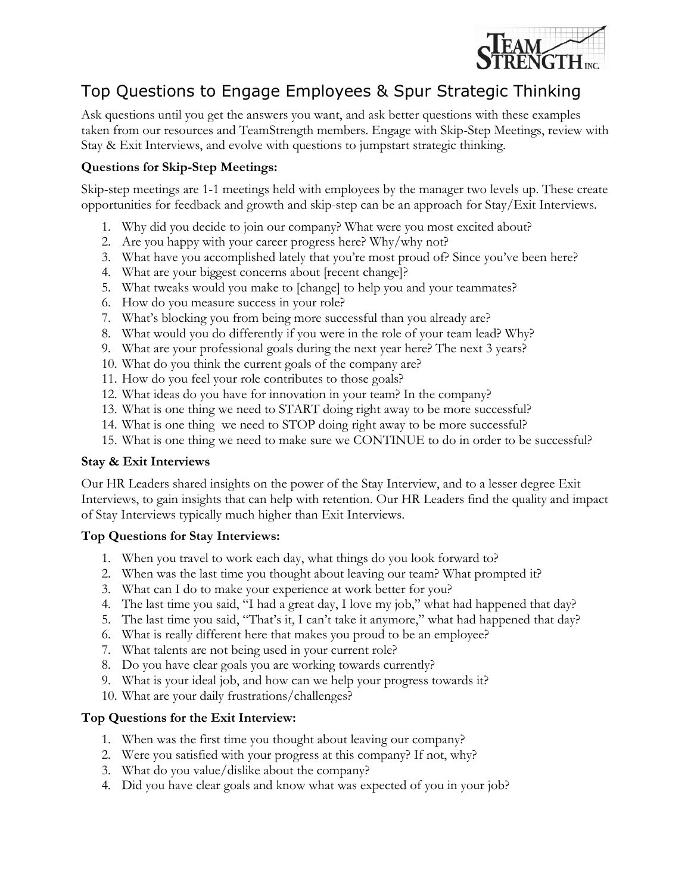# Top Questions to Engage Employees & Spur Strategic Thinking

Ask questions until you get the answers you want, and ask better questions with these examples taken from our resources and TeamStrength members. Engage with Skip-Step Meetings, review with Stay & Exit Interviews, and evolve with questions to jumpstart strategic thinking.

**Questions for Skip-Step Meetings:**

Skip-step meetings are 1-1 meetings held with employees by the manager two levels up. These create opportunities for feedback and growth and skip-step can be an approach for Stay/Exit Interviews.

1. Why did you decide to join our company? What were you most excited about?
2. Are you happy with your career progress here? Why/why not?
3. What have you accomplished lately that you're most proud of? Since you've been here?
4. What are your biggest concerns about [recent change]?
5. What tweaks would you make to [change] to help you and your teammates?
6. How do you measure success in your role?
7. What's blocking you from being more successful than you already are?
8. What would you do differently if you were in the role of your team lead? Why?
9. What are your professional goals during the next year here? The next 3 years?
10. What do you think the current goals of the company are?
11. How do you feel your role contributes to those goals?
12. What ideas do you have for innovation in your team? In the company?
13. What is one thing we need to START doing right away to be more successful?
14. What is one thing we need to STOP doing right away to be more successful?
15. What is one thing we need to make sure we CONTINUE to do in order to be successful?

**Stay & Exit Interviews**

Our HR Leaders shared insights on the power of the Stay Interview, and to a lesser degree Exit Interviews, to gain insights that can help with retention. Our HR Leaders find the quality and impact of Stay Interviews typically much higher than Exit Interviews.

**Top Questions for Stay Interviews:**

1. When you travel to work each day, what things do you look forward to?
2. When was the last time you thought about leaving our team? What prompted it?
3. What can I do to make your experience at work better for you?
4. The last time you said, "I had a great day, I love my job," what had happened that day?
5. The last time you said, "That's it, I can't take it anymore," what had happened that day?
6. What is really different here that makes you proud to be an employee?
7. What talents are not being used in your current role?
8. Do you have clear goals you are working towards currently?
9. What is your ideal job, and how can we help your progress towards it?
10. What are your daily frustrations/challenges?

**Top Questions for the Exit Interview:**

1. When was the first time you thought about leaving our company?
2. Were you satisfied with your progress at this company? If not, why?
3. What do you value/dislike about the company?
4. Did you have clear goals and know what was expected of you in your job?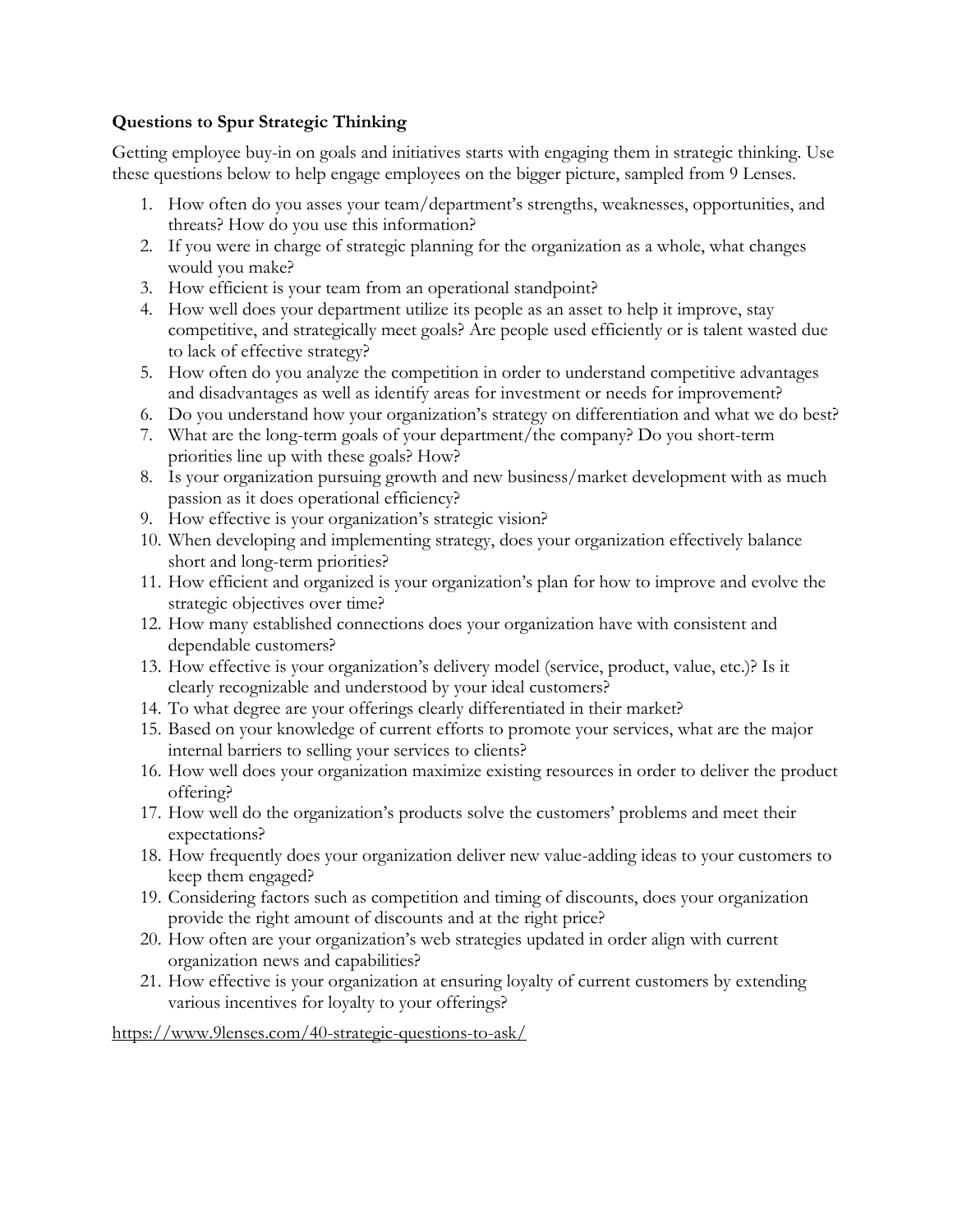**Questions to Spur Strategic Thinking**

Getting employee buy-in on goals and initiatives starts with engaging them in strategic thinking. Use these questions below to help engage employees on the bigger picture, sampled from 9 Lenses.

1. How often do you asses your team/department's strengths, weaknesses, opportunities, and threats? How do you use this information?
2. If you were in charge of strategic planning for the organization as a whole, what changes would you make?
3. How efficient is your team from an operational standpoint?
4. How well does your department utilize its people as an asset to help it improve, stay competitive, and strategically meet goals? Are people used efficiently or is talent wasted due to lack of effective strategy?
5. How often do you analyze the competition in order to understand competitive advantages and disadvantages as well as identify areas for investment or needs for improvement?
6. Do you understand how your organization's strategy on differentiation and what we do best?
7. What are the long-term goals of your department/the company? Do you short-term priorities line up with these goals? How?
8. Is your organization pursuing growth and new business/market development with as much passion as it does operational efficiency?
9. How effective is your organization's strategic vision?
10. When developing and implementing strategy, does your organization effectively balance short and long-term priorities?
11. How efficient and organized is your organization's plan for how to improve and evolve the strategic objectives over time?
12. How many established connections does your organization have with consistent and dependable customers?
13. How effective is your organization's delivery model (service, product, value, etc.)? Is it clearly recognizable and understood by your ideal customers?
14. To what degree are your offerings clearly differentiated in their market?
15. Based on your knowledge of current efforts to promote your services, what are the major internal barriers to selling your services to clients?
16. How well does your organization maximize existing resources in order to deliver the product offering?
17. How well do the organization's products solve the customers' problems and meet their expectations?
18. How frequently does your organization deliver new value-adding ideas to your customers to keep them engaged?
19. Considering factors such as competition and timing of discounts, does your organization provide the right amount of discounts and at the right price?
20. How often are your organization's web strategies updated in order align with current organization news and capabilities?
21. How effective is your organization at ensuring loyalty of current customers by extending various incentives for loyalty to your offerings?

https://www.9lenses.com/40-strategic-questions-to-ask/